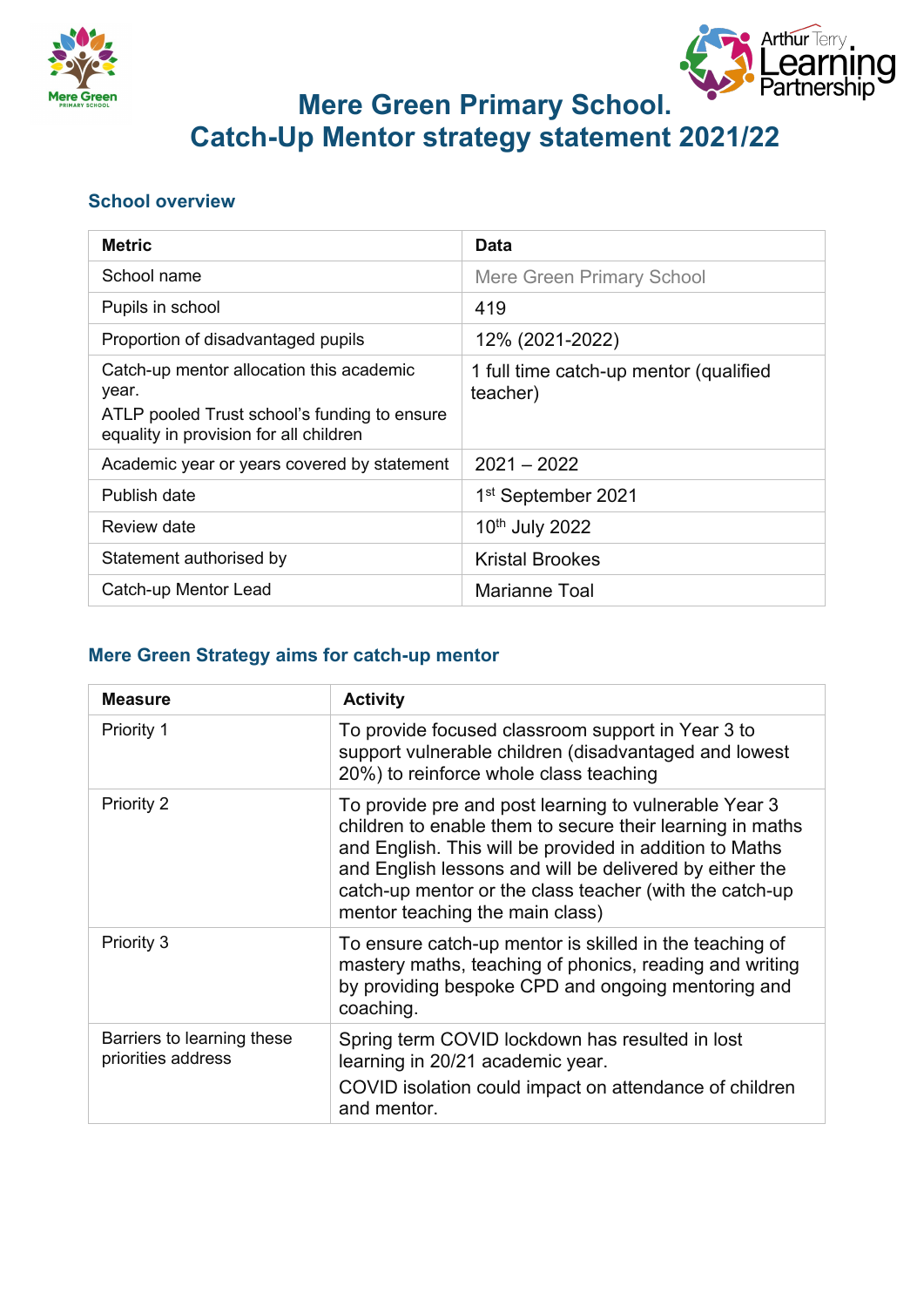# Mere Green Primary School.
# Catch-Up Mentor strategy statement 2021/22

## School overview

| Metric | Data |
|---|---|
| School name | Mere Green Primary School |
| Pupils in school | 419 |
| Proportion of disadvantaged pupils | 12% (2021-2022) |
| Catch-up mentor allocation this academic year.<br>ATLP pooled Trust school's funding to ensure equality in provision for all children | 1 full time catch-up mentor (qualified teacher) |
| Academic year or years covered by statement | 2021 – 2022 |
| Publish date | 1st September 2021 |
| Review date | 10th July 2022 |
| Statement authorised by | Kristal Brookes |
| Catch-up Mentor Lead | Marianne Toal |

## Mere Green Strategy aims for catch-up mentor

| Measure | Activity |
|---|---|
| Priority 1 | To provide focused classroom support in Year 3 to support vulnerable children (disadvantaged and lowest 20%) to reinforce whole class teaching |
| Priority 2 | To provide pre and post learning to vulnerable Year 3 children to enable them to secure their learning in maths and English. This will be provided in addition to Maths and English lessons and will be delivered by either the catch-up mentor or the class teacher (with the catch-up mentor teaching the main class) |
| Priority 3 | To ensure catch-up mentor is skilled in the teaching of mastery maths, teaching of phonics, reading and writing by providing bespoke CPD and ongoing mentoring and coaching. |
| Barriers to learning these priorities address | Spring term COVID lockdown has resulted in lost learning in 20/21 academic year.<br>COVID isolation could impact on attendance of children and mentor. |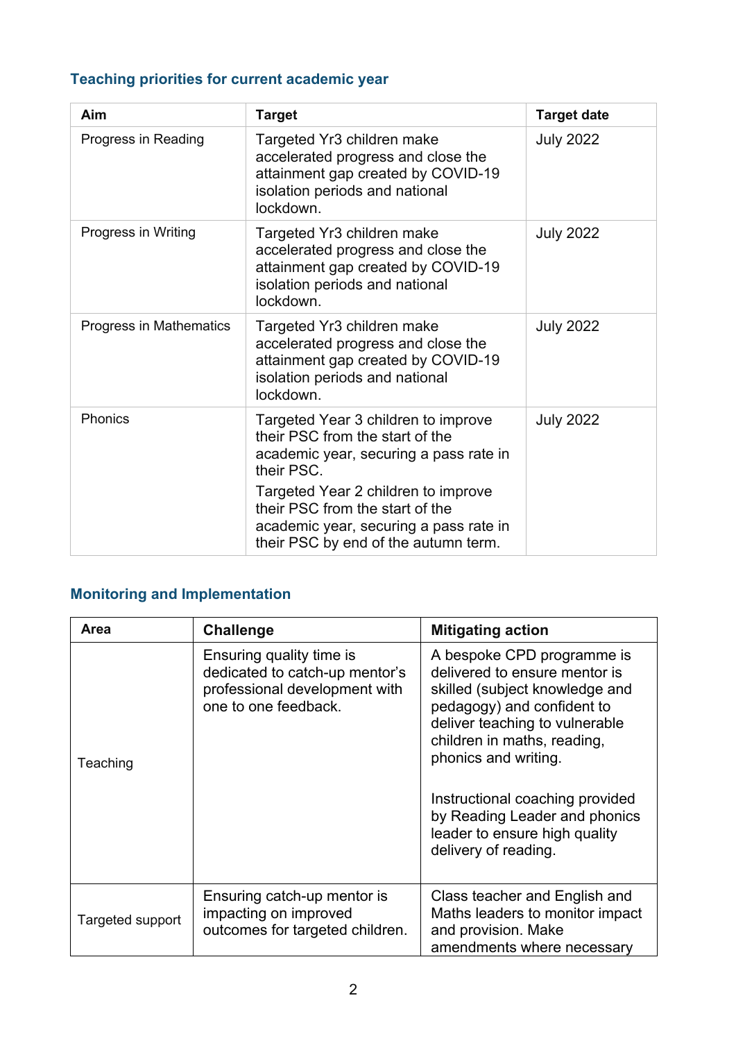## Teaching priorities for current academic year

| Aim | Target | Target date |
|---|---|---|
| Progress in Reading | Targeted Yr3 children make accelerated progress and close the attainment gap created by COVID-19 isolation periods and national lockdown. | July 2022 |
| Progress in Writing | Targeted Yr3 children make accelerated progress and close the attainment gap created by COVID-19 isolation periods and national lockdown. | July 2022 |
| Progress in Mathematics | Targeted Yr3 children make accelerated progress and close the attainment gap created by COVID-19 isolation periods and national lockdown. | July 2022 |
| Phonics | Targeted Year 3 children to improve their PSC from the start of the academic year, securing a pass rate in their PSC.<br><br>Targeted Year 2 children to improve their PSC from the start of the academic year, securing a pass rate in their PSC by end of the autumn term. | July 2022 |

## Monitoring and Implementation

| Area | Challenge | Mitigating action |
|---|---|---|
| Teaching | Ensuring quality time is dedicated to catch-up mentor's professional development with one to one feedback. | A bespoke CPD programme is delivered to ensure mentor is skilled (subject knowledge and pedagogy) and confident to deliver teaching to vulnerable children in maths, reading, phonics and writing.<br><br>Instructional coaching provided by Reading Leader and phonics leader to ensure high quality delivery of reading. |
| Targeted support | Ensuring catch-up mentor is impacting on improved outcomes for targeted children. | Class teacher and English and Maths leaders to monitor impact and provision. Make amendments where necessary |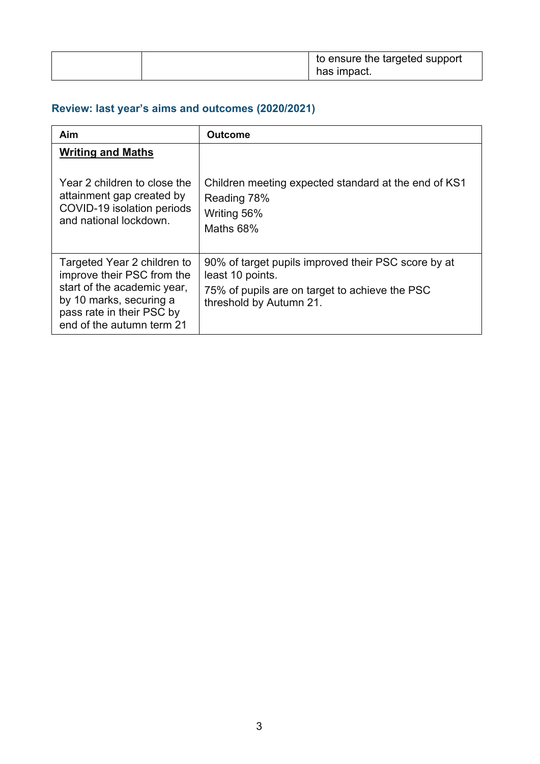| | | |
|---|---|---|
| | | to ensure the targeted support has impact. |

## Review: last year's aims and outcomes (2020/2021)

| Aim | Outcome |
|---|---|
| **Writing and Maths**<br><br>Year 2 children to close the attainment gap created by COVID-19 isolation periods and national lockdown. | Children meeting expected standard at the end of KS1<br>Reading 78%<br>Writing 56%<br>Maths 68% |
| Targeted Year 2 children to improve their PSC from the start of the academic year, by 10 marks, securing a pass rate in their PSC by end of the autumn term 21 | 90% of target pupils improved their PSC score by at least 10 points.<br>75% of pupils are on target to achieve the PSC threshold by Autumn 21. |